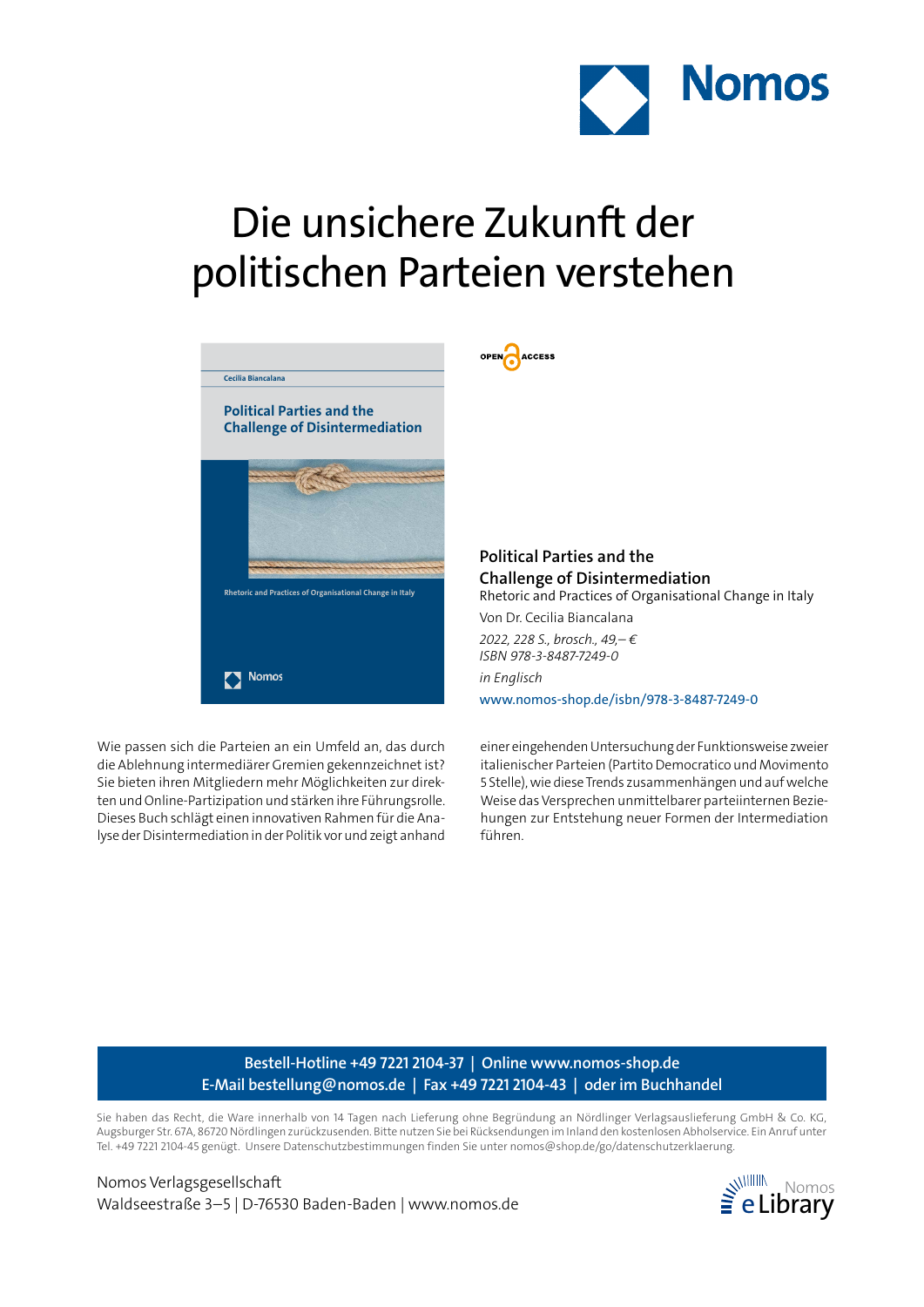# Die unsichere Zukunft der politischen Parteien verstehen

OPEN ACCESS

**Political Parties and the Challenge of Disintermediation**
Rhetoric and Practices of Organisational Change in Italy

Von Dr. Cecilia Biancalana

*2022, 228 S., brosch., 49,– €*
*ISBN 978-3-8487-7249-0*

*in Englisch*

www.nomos-shop.de/isbn/978-3-8487-7249-0

Wie passen sich die Parteien an ein Umfeld an, das durch die Ablehnung intermediärer Gremien gekennzeichnet ist? Sie bieten ihren Mitgliedern mehr Möglichkeiten zur direkten und Online-Partizipation und stärken ihre Führungsrolle. Dieses Buch schlägt einen innovativen Rahmen für die Analyse der Disintermediation in der Politik vor und zeigt anhand einer eingehenden Untersuchung der Funktionsweise zweier italienischer Parteien (Partito Democratico und Movimento 5 Stelle), wie diese Trends zusammenhängen und auf welche Weise das Versprechen unmittelbarer parteiinternen Beziehungen zur Entstehung neuer Formen der Intermediation führen.

**Bestell-Hotline +49 7221 2104-37 | Online www.nomos-shop.de**
**E-Mail bestellung@nomos.de | Fax +49 7221 2104-43 | oder im Buchhandel**

Sie haben das Recht, die Ware innerhalb von 14 Tagen nach Lieferung ohne Begründung an Nördlinger Verlagsauslieferung GmbH & Co. KG, Augsburger Str. 67A, 86720 Nördlingen zurückzusenden. Bitte nutzen Sie bei Rücksendungen im Inland den kostenlosen Abholservice. Ein Anruf unter Tel. +49 7221 2104-45 genügt. Unsere Datenschutzbestimmungen finden Sie unter nomos@shop.de/go/datenschutzerklaerung.

Nomos Verlagsgesellschaft
Waldseestraße 3–5 | D-76530 Baden-Baden | www.nomos.de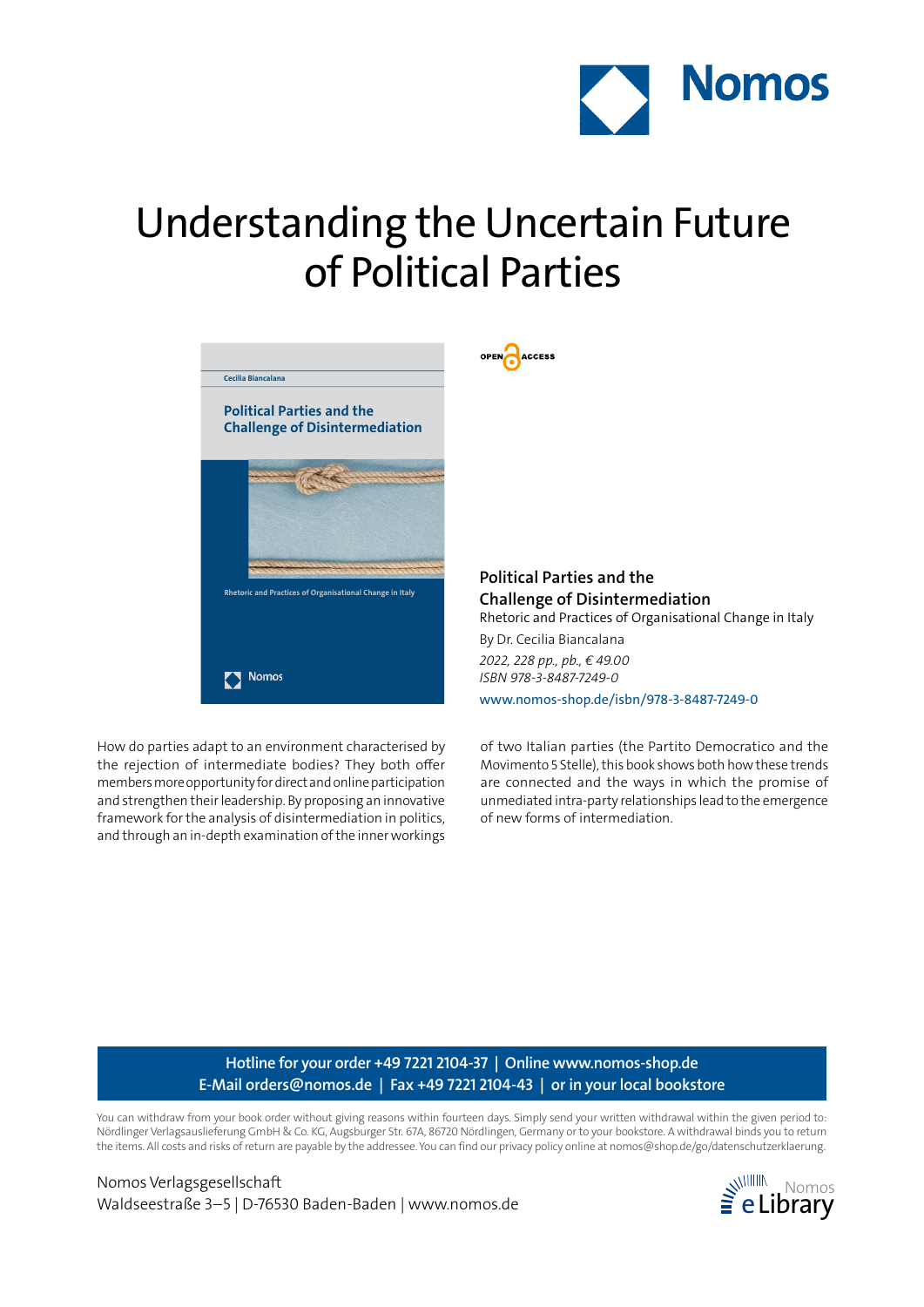# Understanding the Uncertain Future of Political Parties

OPEN ACCESS

**Political Parties and the Challenge of Disintermediation**

Rhetoric and Practices of Organisational Change in Italy

By Dr. Cecilia Biancalana

*2022, 228 pp., pb., € 49.00*

*ISBN 978-3-8487-7249-0*

www.nomos-shop.de/isbn/978-3-8487-7249-0

How do parties adapt to an environment characterised by the rejection of intermediate bodies? They both offer members more opportunity for direct and online participation and strengthen their leadership. By proposing an innovative framework for the analysis of disintermediation in politics, and through an in-depth examination of the inner workings of two Italian parties (the Partito Democratico and the Movimento 5 Stelle), this book shows both how these trends are connected and the ways in which the promise of unmediated intra-party relationships lead to the emergence of new forms of intermediation.

**Hotline for your order +49 7221 2104-37 | Online www.nomos-shop.de**
**E-Mail orders@nomos.de | Fax +49 7221 2104-43 | or in your local bookstore**

You can withdraw from your book order without giving reasons within fourteen days. Simply send your written withdrawal within the given period to: Nördlinger Verlagsauslieferung GmbH & Co. KG, Augsburger Str. 67A, 86720 Nördlingen, Germany or to your bookstore. A withdrawal binds you to return the items. All costs and risks of return are payable by the addressee. You can find our privacy policy online at nomos@shop.de/go/datenschutzerklaerung.

Nomos Verlagsgesellschaft
Waldseestraße 3–5 | D-76530 Baden-Baden | www.nomos.de